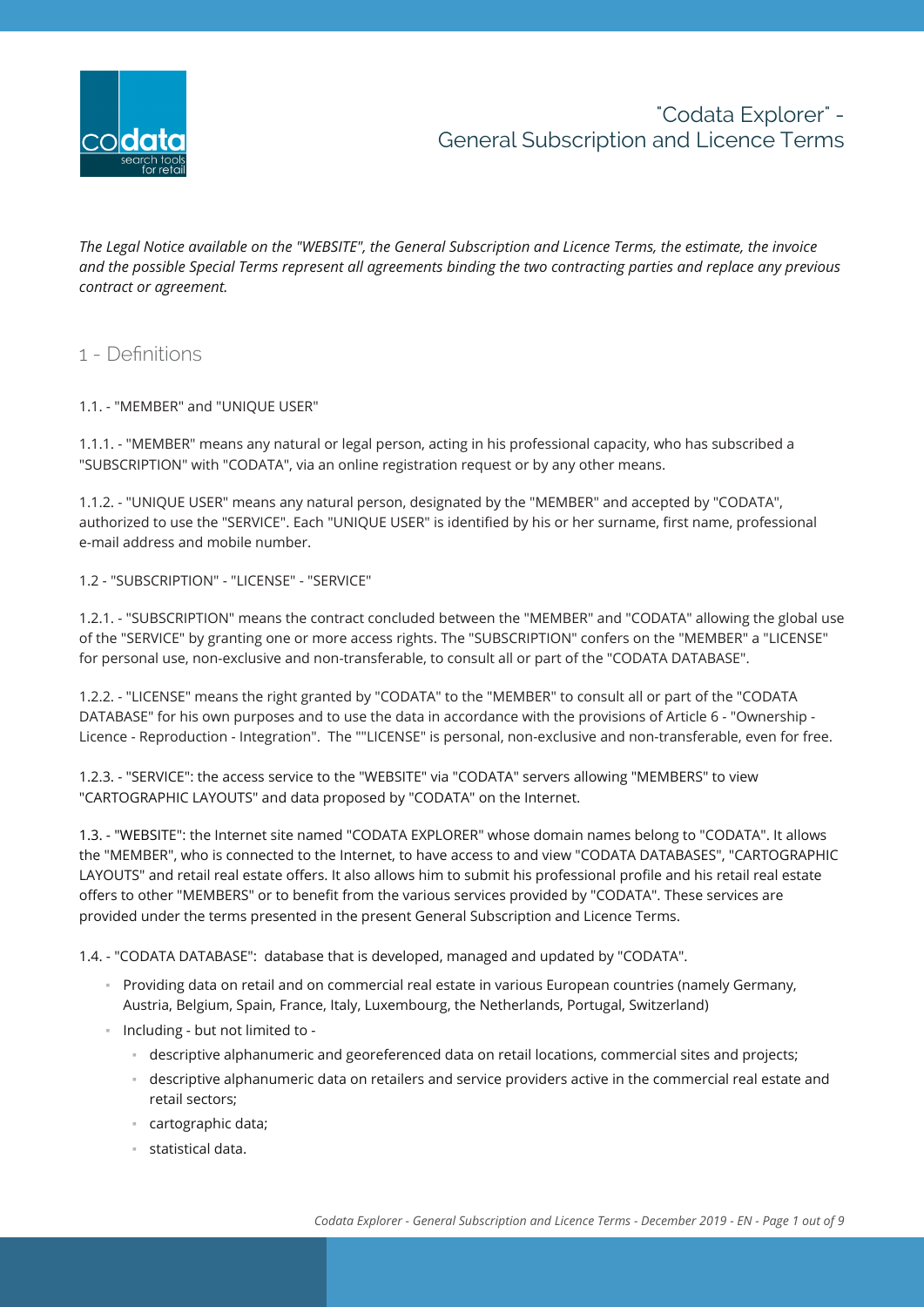# "Codata Explorer" - General Subscription and Licence Terms

*The Legal Notice available on the "WEBSITE", the General Subscription and Licence Terms, the estimate, the invoice and the possible Special Terms represent all agreements binding the two contracting parties and replace any previous contract or agreement.*

## 1 - Definitions

1.1. - "MEMBER" and "UNIQUE USER"

1.1.1. - "MEMBER" means any natural or legal person, acting in his professional capacity, who has subscribed a "SUBSCRIPTION" with "CODATA", via an online registration request or by any other means.

1.1.2. - "UNIQUE USER" means any natural person, designated by the "MEMBER" and accepted by "CODATA", authorized to use the "SERVICE". Each "UNIQUE USER" is identified by his or her surname, first name, professional e-mail address and mobile number.

1.2 - "SUBSCRIPTION" - "LICENSE" - "SERVICE"

1.2.1. - "SUBSCRIPTION" means the contract concluded between the "MEMBER" and "CODATA" allowing the global use of the "SERVICE" by granting one or more access rights. The "SUBSCRIPTION" confers on the "MEMBER" a "LICENSE" for personal use, non-exclusive and non-transferable, to consult all or part of the "CODATA DATABASE".

1.2.2. - "LICENSE" means the right granted by "CODATA" to the "MEMBER" to consult all or part of the "CODATA DATABASE" for his own purposes and to use the data in accordance with the provisions of Article 6 - "Ownership - Licence - Reproduction - Integration". The ""LICENSE" is personal, non-exclusive and non-transferable, even for free.

1.2.3. - "SERVICE": the access service to the "WEBSITE" via "CODATA" servers allowing "MEMBERS" to view "CARTOGRAPHIC LAYOUTS" and data proposed by "CODATA" on the Internet.

1.3. - "WEBSITE": the Internet site named "CODATA EXPLORER" whose domain names belong to "CODATA". It allows the "MEMBER", who is connected to the Internet, to have access to and view "CODATA DATABASES", "CARTOGRAPHIC LAYOUTS" and retail real estate offers. It also allows him to submit his professional profile and his retail real estate offers to other "MEMBERS" or to benefit from the various services provided by "CODATA". These services are provided under the terms presented in the present General Subscription and Licence Terms.

1.4. - "CODATA DATABASE": database that is developed, managed and updated by "CODATA".

- Providing data on retail and on commercial real estate in various European countries (namely Germany, Austria, Belgium, Spain, France, Italy, Luxembourg, the Netherlands, Portugal, Switzerland)
- Including - but not limited to -
  - descriptive alphanumeric and georeferenced data on retail locations, commercial sites and projects;
  - descriptive alphanumeric data on retailers and service providers active in the commercial real estate and retail sectors;
  - cartographic data;
  - statistical data.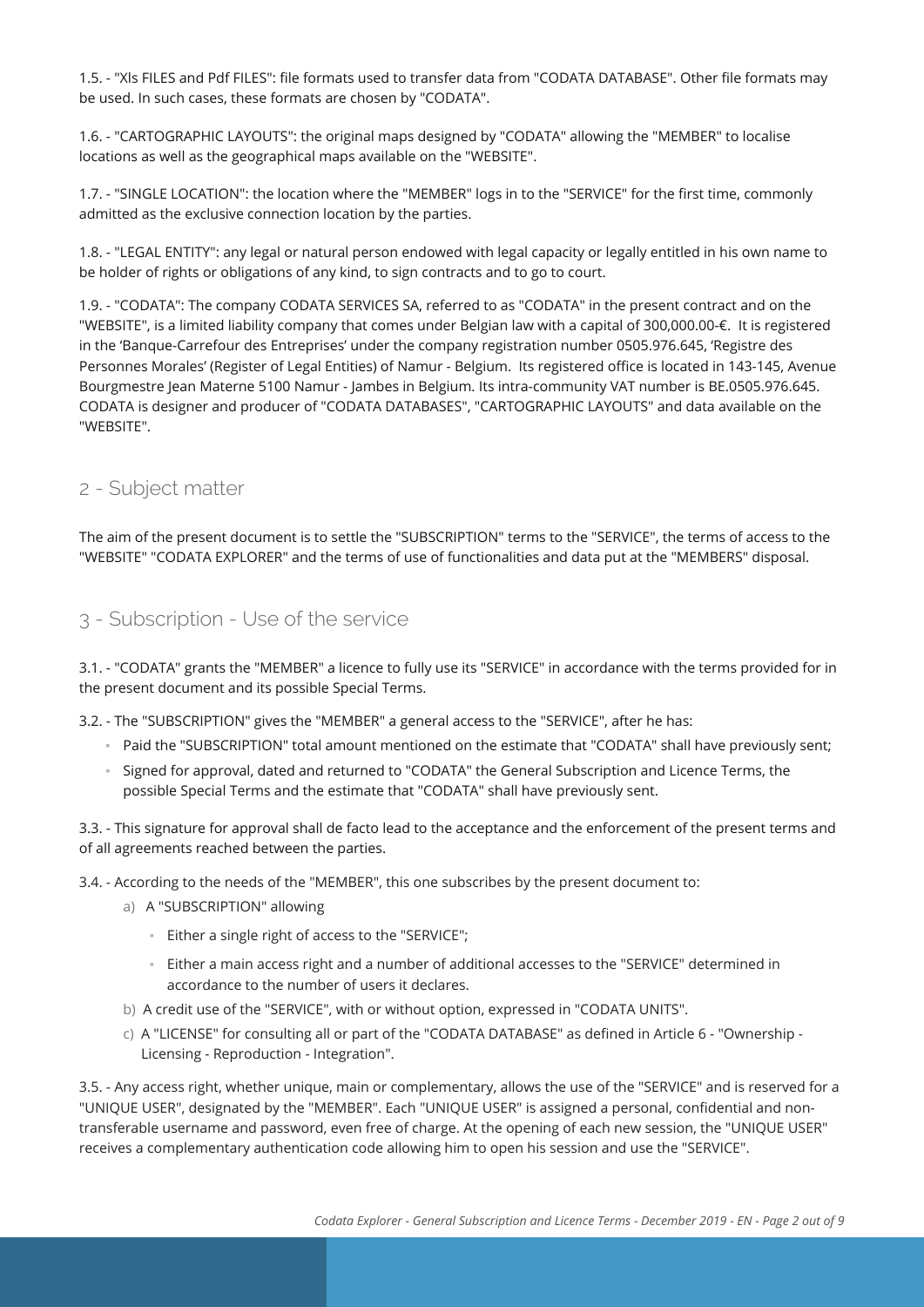1.5. - "Xls FILES and Pdf FILES": file formats used to transfer data from "CODATA DATABASE". Other file formats may be used. In such cases, these formats are chosen by "CODATA".

1.6. - "CARTOGRAPHIC LAYOUTS": the original maps designed by "CODATA" allowing the "MEMBER" to localise locations as well as the geographical maps available on the "WEBSITE".

1.7. - "SINGLE LOCATION": the location where the "MEMBER" logs in to the "SERVICE" for the first time, commonly admitted as the exclusive connection location by the parties.

1.8. - "LEGAL ENTITY": any legal or natural person endowed with legal capacity or legally entitled in his own name to be holder of rights or obligations of any kind, to sign contracts and to go to court.

1.9. - "CODATA": The company CODATA SERVICES SA, referred to as "CODATA" in the present contract and on the "WEBSITE", is a limited liability company that comes under Belgian law with a capital of 300,000.00-€. It is registered in the 'Banque-Carrefour des Entreprises' under the company registration number 0505.976.645, 'Registre des Personnes Morales' (Register of Legal Entities) of Namur - Belgium. Its registered office is located in 143-145, Avenue Bourgmestre Jean Materne 5100 Namur - Jambes in Belgium. Its intra-community VAT number is BE.0505.976.645. CODATA is designer and producer of "CODATA DATABASES", "CARTOGRAPHIC LAYOUTS" and data available on the "WEBSITE".

## 2 - Subject matter

The aim of the present document is to settle the "SUBSCRIPTION" terms to the "SERVICE", the terms of access to the "WEBSITE" "CODATA EXPLORER" and the terms of use of functionalities and data put at the "MEMBERS" disposal.

## 3 - Subscription - Use of the service

3.1. - "CODATA" grants the "MEMBER" a licence to fully use its "SERVICE" in accordance with the terms provided for in the present document and its possible Special Terms.

3.2. - The "SUBSCRIPTION" gives the "MEMBER" a general access to the "SERVICE", after he has:

- Paid the "SUBSCRIPTION" total amount mentioned on the estimate that "CODATA" shall have previously sent;
- Signed for approval, dated and returned to "CODATA" the General Subscription and Licence Terms, the possible Special Terms and the estimate that "CODATA" shall have previously sent.

3.3. - This signature for approval shall de facto lead to the acceptance and the enforcement of the present terms and of all agreements reached between the parties.

3.4. - According to the needs of the "MEMBER", this one subscribes by the present document to:

a) A "SUBSCRIPTION" allowing
   - Either a single right of access to the "SERVICE";
   - Either a main access right and a number of additional accesses to the "SERVICE" determined in accordance to the number of users it declares.

b) A credit use of the "SERVICE", with or without option, expressed in "CODATA UNITS".

c) A "LICENSE" for consulting all or part of the "CODATA DATABASE" as defined in Article 6 - "Ownership - Licensing - Reproduction - Integration".

3.5. - Any access right, whether unique, main or complementary, allows the use of the "SERVICE" and is reserved for a "UNIQUE USER", designated by the "MEMBER". Each "UNIQUE USER" is assigned a personal, confidential and non-transferable username and password, even free of charge. At the opening of each new session, the "UNIQUE USER" receives a complementary authentication code allowing him to open his session and use the "SERVICE".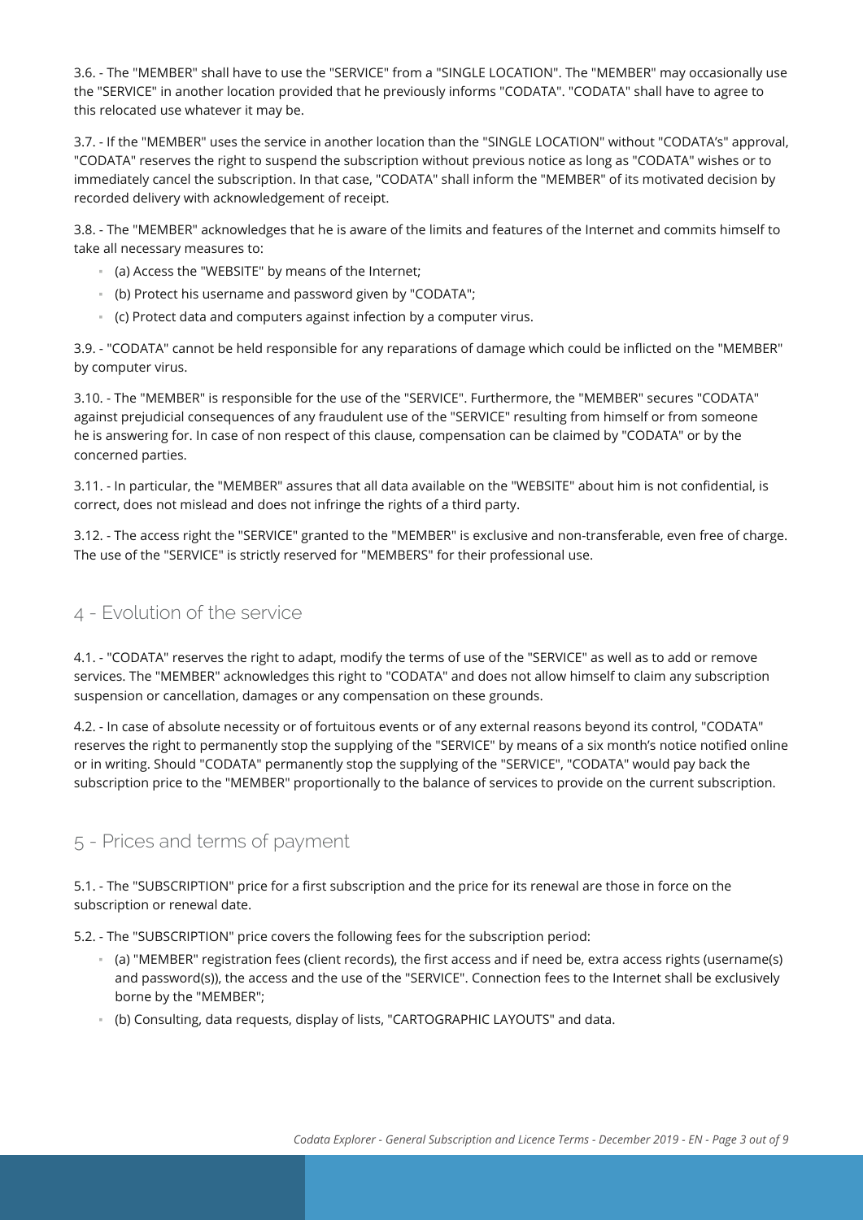3.6. - The "MEMBER" shall have to use the "SERVICE" from a "SINGLE LOCATION". The "MEMBER" may occasionally use the "SERVICE" in another location provided that he previously informs "CODATA". "CODATA" shall have to agree to this relocated use whatever it may be.

3.7. - If the "MEMBER" uses the service in another location than the "SINGLE LOCATION" without "CODATA's" approval, "CODATA" reserves the right to suspend the subscription without previous notice as long as "CODATA" wishes or to immediately cancel the subscription. In that case, "CODATA" shall inform the "MEMBER" of its motivated decision by recorded delivery with acknowledgement of receipt.

3.8. - The "MEMBER" acknowledges that he is aware of the limits and features of the Internet and commits himself to take all necessary measures to:

- (a) Access the "WEBSITE" by means of the Internet;
- (b) Protect his username and password given by "CODATA";
- (c) Protect data and computers against infection by a computer virus.

3.9. - "CODATA" cannot be held responsible for any reparations of damage which could be inflicted on the "MEMBER" by computer virus.

3.10. - The "MEMBER" is responsible for the use of the "SERVICE". Furthermore, the "MEMBER" secures "CODATA" against prejudicial consequences of any fraudulent use of the "SERVICE" resulting from himself or from someone he is answering for. In case of non respect of this clause, compensation can be claimed by "CODATA" or by the concerned parties.

3.11. - In particular, the "MEMBER" assures that all data available on the "WEBSITE" about him is not confidential, is correct, does not mislead and does not infringe the rights of a third party.

3.12. - The access right the "SERVICE" granted to the "MEMBER" is exclusive and non-transferable, even free of charge. The use of the "SERVICE" is strictly reserved for "MEMBERS" for their professional use.

## 4 - Evolution of the service

4.1. - "CODATA" reserves the right to adapt, modify the terms of use of the "SERVICE" as well as to add or remove services. The "MEMBER" acknowledges this right to "CODATA" and does not allow himself to claim any subscription suspension or cancellation, damages or any compensation on these grounds.

4.2. - In case of absolute necessity or of fortuitous events or of any external reasons beyond its control, "CODATA" reserves the right to permanently stop the supplying of the "SERVICE" by means of a six month's notice notified online or in writing. Should "CODATA" permanently stop the supplying of the "SERVICE", "CODATA" would pay back the subscription price to the "MEMBER" proportionally to the balance of services to provide on the current subscription.

## 5 - Prices and terms of payment

5.1. - The "SUBSCRIPTION" price for a first subscription and the price for its renewal are those in force on the subscription or renewal date.

5.2. - The "SUBSCRIPTION" price covers the following fees for the subscription period:

- (a) "MEMBER" registration fees (client records), the first access and if need be, extra access rights (username(s) and password(s)), the access and the use of the "SERVICE". Connection fees to the Internet shall be exclusively borne by the "MEMBER";
- (b) Consulting, data requests, display of lists, "CARTOGRAPHIC LAYOUTS" and data.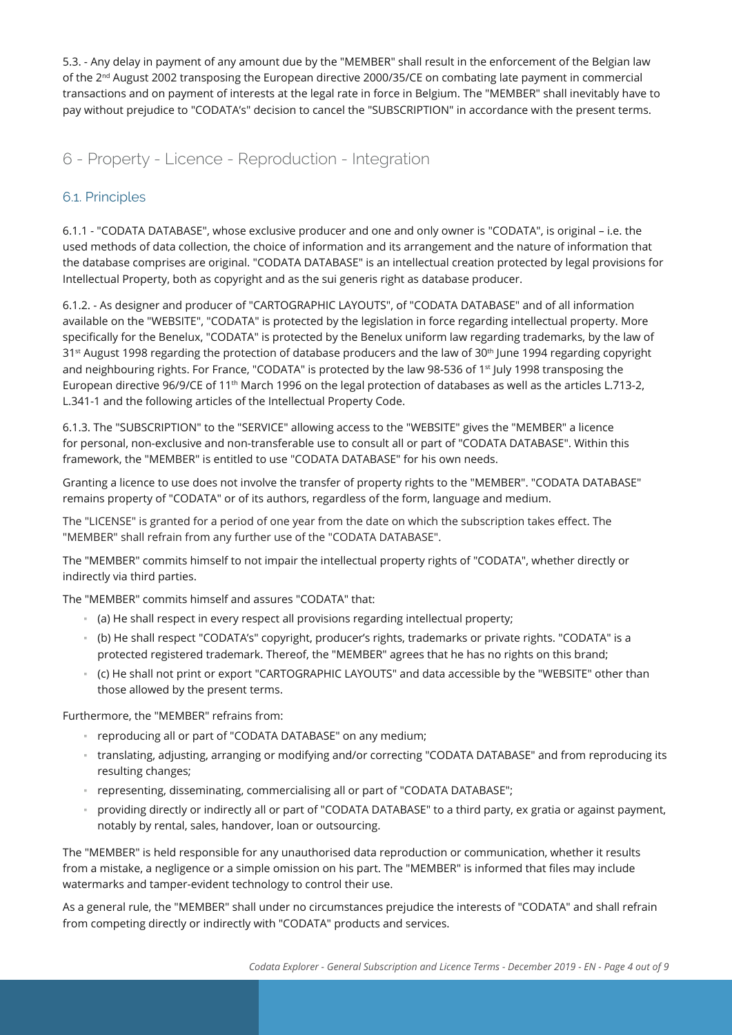5.3. - Any delay in payment of any amount due by the "MEMBER" shall result in the enforcement of the Belgian law of the 2nd August 2002 transposing the European directive 2000/35/CE on combating late payment in commercial transactions and on payment of interests at the legal rate in force in Belgium. The "MEMBER" shall inevitably have to pay without prejudice to "CODATA's" decision to cancel the "SUBSCRIPTION" in accordance with the present terms.

## 6 - Property - Licence - Reproduction - Integration

### 6.1. Principles

6.1.1 - "CODATA DATABASE", whose exclusive producer and one and only owner is "CODATA", is original – i.e. the used methods of data collection, the choice of information and its arrangement and the nature of information that the database comprises are original. "CODATA DATABASE" is an intellectual creation protected by legal provisions for Intellectual Property, both as copyright and as the sui generis right as database producer.

6.1.2. - As designer and producer of "CARTOGRAPHIC LAYOUTS", of "CODATA DATABASE" and of all information available on the "WEBSITE", "CODATA" is protected by the legislation in force regarding intellectual property. More specifically for the Benelux, "CODATA" is protected by the Benelux uniform law regarding trademarks, by the law of 31st August 1998 regarding the protection of database producers and the law of 30th June 1994 regarding copyright and neighbouring rights. For France, "CODATA" is protected by the law 98-536 of 1st July 1998 transposing the European directive 96/9/CE of 11th March 1996 on the legal protection of databases as well as the articles L.713-2, L.341-1 and the following articles of the Intellectual Property Code.

6.1.3. The "SUBSCRIPTION" to the "SERVICE" allowing access to the "WEBSITE" gives the "MEMBER" a licence for personal, non-exclusive and non-transferable use to consult all or part of "CODATA DATABASE". Within this framework, the "MEMBER" is entitled to use "CODATA DATABASE" for his own needs.

Granting a licence to use does not involve the transfer of property rights to the "MEMBER". "CODATA DATABASE" remains property of "CODATA" or of its authors, regardless of the form, language and medium.

The "LICENSE" is granted for a period of one year from the date on which the subscription takes effect. The "MEMBER" shall refrain from any further use of the "CODATA DATABASE".

The "MEMBER" commits himself to not impair the intellectual property rights of "CODATA", whether directly or indirectly via third parties.

The "MEMBER" commits himself and assures "CODATA" that:

- (a) He shall respect in every respect all provisions regarding intellectual property;
- (b) He shall respect "CODATA's" copyright, producer's rights, trademarks or private rights. "CODATA" is a protected registered trademark. Thereof, the "MEMBER" agrees that he has no rights on this brand;
- (c) He shall not print or export "CARTOGRAPHIC LAYOUTS" and data accessible by the "WEBSITE" other than those allowed by the present terms.

Furthermore, the "MEMBER" refrains from:

- reproducing all or part of "CODATA DATABASE" on any medium;
- translating, adjusting, arranging or modifying and/or correcting "CODATA DATABASE" and from reproducing its resulting changes;
- representing, disseminating, commercialising all or part of "CODATA DATABASE";
- providing directly or indirectly all or part of "CODATA DATABASE" to a third party, ex gratia or against payment, notably by rental, sales, handover, loan or outsourcing.

The "MEMBER" is held responsible for any unauthorised data reproduction or communication, whether it results from a mistake, a negligence or a simple omission on his part. The "MEMBER" is informed that files may include watermarks and tamper-evident technology to control their use.

As a general rule, the "MEMBER" shall under no circumstances prejudice the interests of "CODATA" and shall refrain from competing directly or indirectly with "CODATA" products and services.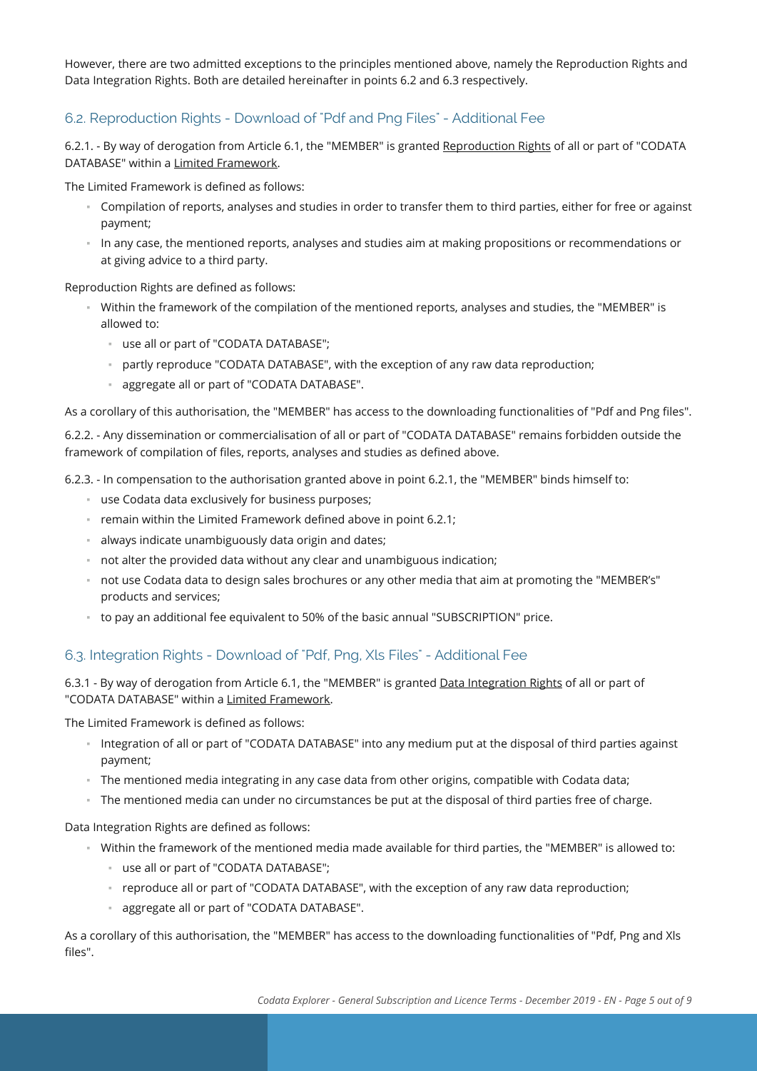However, there are two admitted exceptions to the principles mentioned above, namely the Reproduction Rights and Data Integration Rights. Both are detailed hereinafter in points 6.2 and 6.3 respectively.

## 6.2. Reproduction Rights - Download of "Pdf and Png Files" - Additional Fee

6.2.1. - By way of derogation from Article 6.1, the "MEMBER" is granted Reproduction Rights of all or part of "CODATA DATABASE" within a Limited Framework.

The Limited Framework is defined as follows:

- Compilation of reports, analyses and studies in order to transfer them to third parties, either for free or against payment;
- In any case, the mentioned reports, analyses and studies aim at making propositions or recommendations or at giving advice to a third party.

Reproduction Rights are defined as follows:

- Within the framework of the compilation of the mentioned reports, analyses and studies, the "MEMBER" is allowed to:
  - use all or part of "CODATA DATABASE";
  - partly reproduce "CODATA DATABASE", with the exception of any raw data reproduction;
  - aggregate all or part of "CODATA DATABASE".

As a corollary of this authorisation, the "MEMBER" has access to the downloading functionalities of "Pdf and Png files".

6.2.2. - Any dissemination or commercialisation of all or part of "CODATA DATABASE" remains forbidden outside the framework of compilation of files, reports, analyses and studies as defined above.

6.2.3. - In compensation to the authorisation granted above in point 6.2.1, the "MEMBER" binds himself to:

- use Codata data exclusively for business purposes;
- remain within the Limited Framework defined above in point 6.2.1;
- always indicate unambiguously data origin and dates;
- not alter the provided data without any clear and unambiguous indication;
- not use Codata data to design sales brochures or any other media that aim at promoting the "MEMBER's" products and services;
- to pay an additional fee equivalent to 50% of the basic annual "SUBSCRIPTION" price.

## 6.3. Integration Rights - Download of "Pdf, Png, Xls Files" - Additional Fee

6.3.1 - By way of derogation from Article 6.1, the "MEMBER" is granted Data Integration Rights of all or part of "CODATA DATABASE" within a Limited Framework.

The Limited Framework is defined as follows:

- Integration of all or part of "CODATA DATABASE" into any medium put at the disposal of third parties against payment;
- The mentioned media integrating in any case data from other origins, compatible with Codata data;
- The mentioned media can under no circumstances be put at the disposal of third parties free of charge.

Data Integration Rights are defined as follows:

- Within the framework of the mentioned media made available for third parties, the "MEMBER" is allowed to:
  - use all or part of "CODATA DATABASE";
  - reproduce all or part of "CODATA DATABASE", with the exception of any raw data reproduction;
  - aggregate all or part of "CODATA DATABASE".

As a corollary of this authorisation, the "MEMBER" has access to the downloading functionalities of "Pdf, Png and Xls files".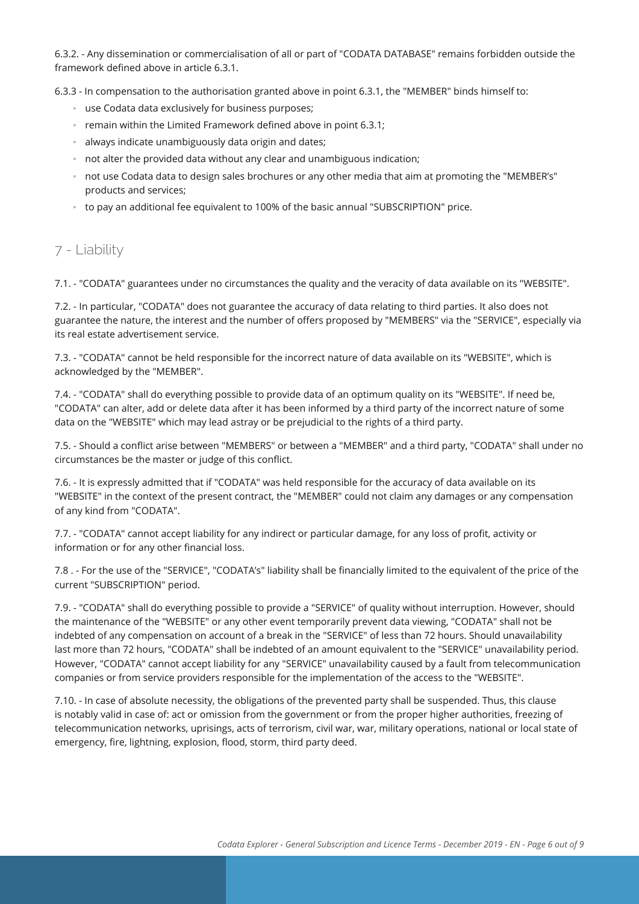6.3.2. - Any dissemination or commercialisation of all or part of "CODATA DATABASE" remains forbidden outside the framework defined above in article 6.3.1.

6.3.3 - In compensation to the authorisation granted above in point 6.3.1, the "MEMBER" binds himself to:

- use Codata data exclusively for business purposes;
- remain within the Limited Framework defined above in point 6.3.1;
- always indicate unambiguously data origin and dates;
- not alter the provided data without any clear and unambiguous indication;
- not use Codata data to design sales brochures or any other media that aim at promoting the "MEMBER's" products and services;
- to pay an additional fee equivalent to 100% of the basic annual "SUBSCRIPTION" price.

## 7 - Liability

7.1. - "CODATA" guarantees under no circumstances the quality and the veracity of data available on its "WEBSITE".

7.2. - In particular, "CODATA" does not guarantee the accuracy of data relating to third parties. It also does not guarantee the nature, the interest and the number of offers proposed by "MEMBERS" via the "SERVICE", especially via its real estate advertisement service.

7.3. - "CODATA" cannot be held responsible for the incorrect nature of data available on its "WEBSITE", which is acknowledged by the "MEMBER".

7.4. - "CODATA" shall do everything possible to provide data of an optimum quality on its "WEBSITE". If need be, "CODATA" can alter, add or delete data after it has been informed by a third party of the incorrect nature of some data on the "WEBSITE" which may lead astray or be prejudicial to the rights of a third party.

7.5. - Should a conflict arise between "MEMBERS" or between a "MEMBER" and a third party, "CODATA" shall under no circumstances be the master or judge of this conflict.

7.6. - It is expressly admitted that if "CODATA" was held responsible for the accuracy of data available on its "WEBSITE" in the context of the present contract, the "MEMBER" could not claim any damages or any compensation of any kind from "CODATA".

7.7. - "CODATA" cannot accept liability for any indirect or particular damage, for any loss of profit, activity or information or for any other financial loss.

7.8 . - For the use of the "SERVICE", "CODATA's" liability shall be financially limited to the equivalent of the price of the current "SUBSCRIPTION" period.

7.9. - "CODATA" shall do everything possible to provide a "SERVICE" of quality without interruption. However, should the maintenance of the "WEBSITE" or any other event temporarily prevent data viewing, "CODATA" shall not be indebted of any compensation on account of a break in the "SERVICE" of less than 72 hours. Should unavailability last more than 72 hours, "CODATA" shall be indebted of an amount equivalent to the "SERVICE" unavailability period. However, "CODATA" cannot accept liability for any "SERVICE" unavailability caused by a fault from telecommunication companies or from service providers responsible for the implementation of the access to the "WEBSITE".

7.10. - In case of absolute necessity, the obligations of the prevented party shall be suspended. Thus, this clause is notably valid in case of: act or omission from the government or from the proper higher authorities, freezing of telecommunication networks, uprisings, acts of terrorism, civil war, war, military operations, national or local state of emergency, fire, lightning, explosion, flood, storm, third party deed.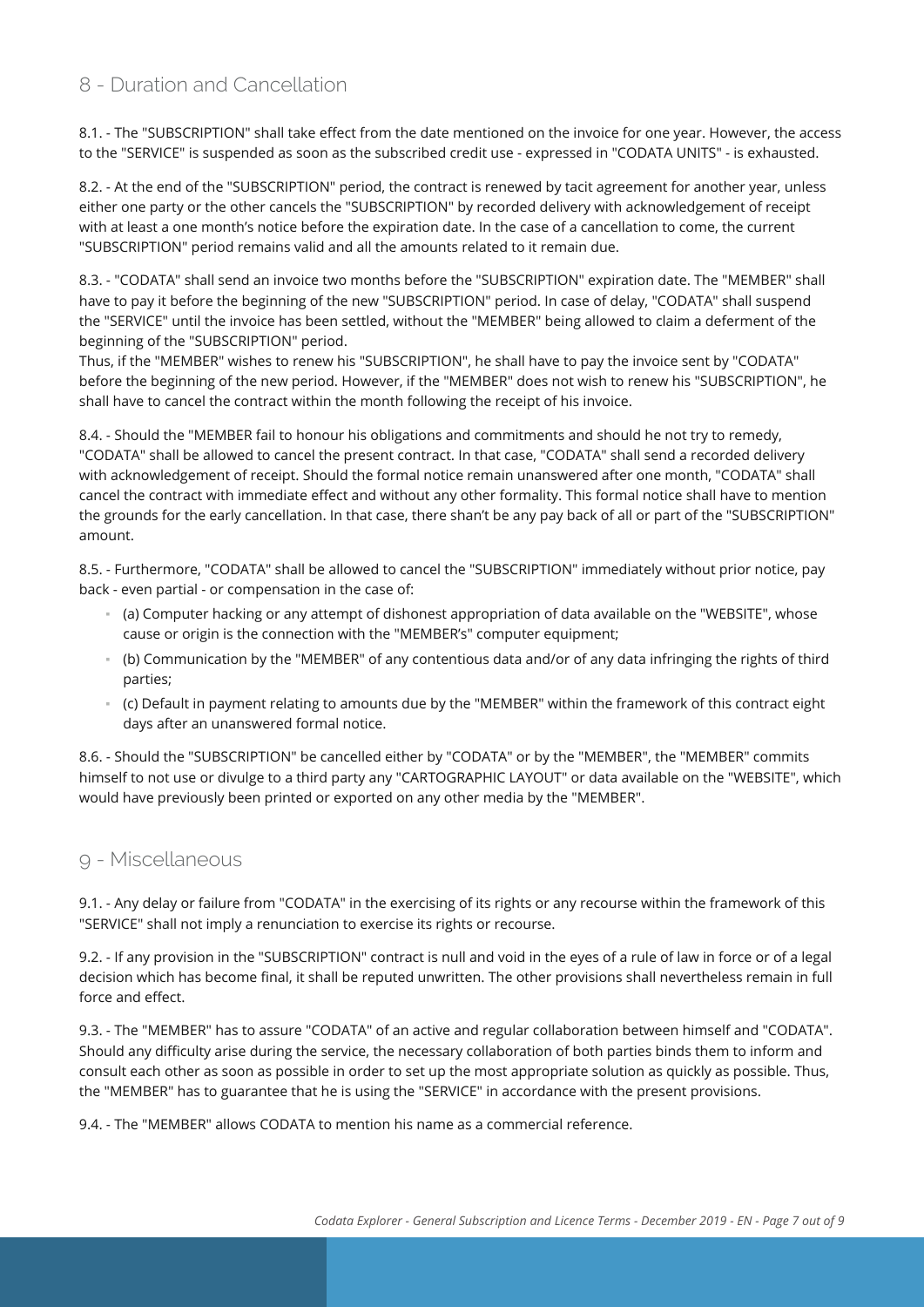## 8 - Duration and Cancellation

8.1. - The "SUBSCRIPTION" shall take effect from the date mentioned on the invoice for one year. However, the access to the "SERVICE" is suspended as soon as the subscribed credit use - expressed in "CODATA UNITS" - is exhausted.

8.2. - At the end of the "SUBSCRIPTION" period, the contract is renewed by tacit agreement for another year, unless either one party or the other cancels the "SUBSCRIPTION" by recorded delivery with acknowledgement of receipt with at least a one month's notice before the expiration date. In the case of a cancellation to come, the current "SUBSCRIPTION" period remains valid and all the amounts related to it remain due.

8.3. - "CODATA" shall send an invoice two months before the "SUBSCRIPTION" expiration date. The "MEMBER" shall have to pay it before the beginning of the new "SUBSCRIPTION" period. In case of delay, "CODATA" shall suspend the "SERVICE" until the invoice has been settled, without the "MEMBER" being allowed to claim a deferment of the beginning of the "SUBSCRIPTION" period.
Thus, if the "MEMBER" wishes to renew his "SUBSCRIPTION", he shall have to pay the invoice sent by "CODATA" before the beginning of the new period. However, if the "MEMBER" does not wish to renew his "SUBSCRIPTION", he shall have to cancel the contract within the month following the receipt of his invoice.

8.4. - Should the "MEMBER fail to honour his obligations and commitments and should he not try to remedy, "CODATA" shall be allowed to cancel the present contract. In that case, "CODATA" shall send a recorded delivery with acknowledgement of receipt. Should the formal notice remain unanswered after one month, "CODATA" shall cancel the contract with immediate effect and without any other formality. This formal notice shall have to mention the grounds for the early cancellation. In that case, there shan't be any pay back of all or part of the "SUBSCRIPTION" amount.

8.5. - Furthermore, "CODATA" shall be allowed to cancel the "SUBSCRIPTION" immediately without prior notice, pay back - even partial - or compensation in the case of:

- (a) Computer hacking or any attempt of dishonest appropriation of data available on the "WEBSITE", whose cause or origin is the connection with the "MEMBER's" computer equipment;
- (b) Communication by the "MEMBER" of any contentious data and/or of any data infringing the rights of third parties;
- (c) Default in payment relating to amounts due by the "MEMBER" within the framework of this contract eight days after an unanswered formal notice.

8.6. - Should the "SUBSCRIPTION" be cancelled either by "CODATA" or by the "MEMBER", the "MEMBER" commits himself to not use or divulge to a third party any "CARTOGRAPHIC LAYOUT" or data available on the "WEBSITE", which would have previously been printed or exported on any other media by the "MEMBER".

## 9 - Miscellaneous

9.1. - Any delay or failure from "CODATA" in the exercising of its rights or any recourse within the framework of this "SERVICE" shall not imply a renunciation to exercise its rights or recourse.

9.2. - If any provision in the "SUBSCRIPTION" contract is null and void in the eyes of a rule of law in force or of a legal decision which has become final, it shall be reputed unwritten. The other provisions shall nevertheless remain in full force and effect.

9.3. - The "MEMBER" has to assure "CODATA" of an active and regular collaboration between himself and "CODATA". Should any difficulty arise during the service, the necessary collaboration of both parties binds them to inform and consult each other as soon as possible in order to set up the most appropriate solution as quickly as possible. Thus, the "MEMBER" has to guarantee that he is using the "SERVICE" in accordance with the present provisions.

9.4. - The "MEMBER" allows CODATA to mention his name as a commercial reference.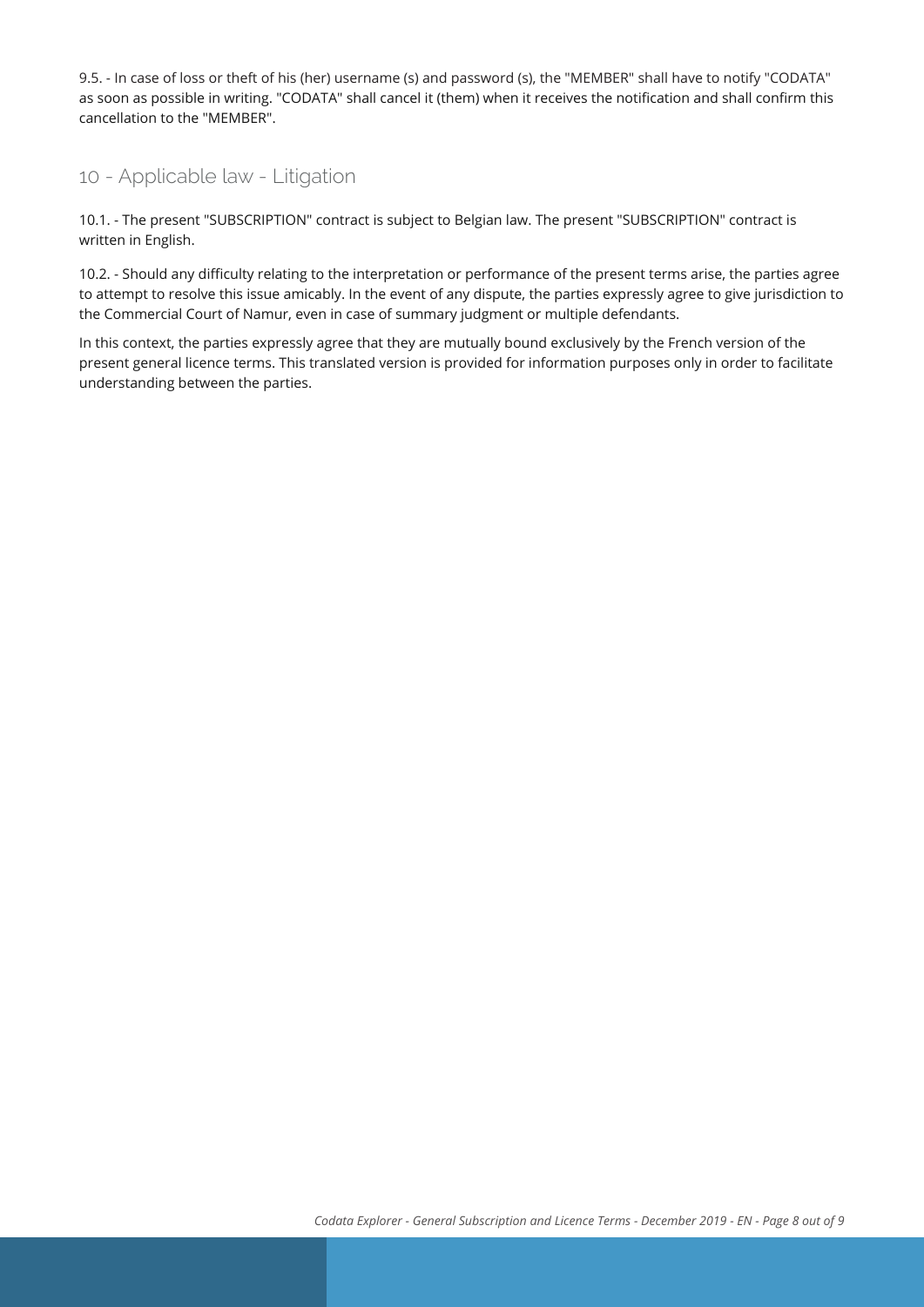9.5. - In case of loss or theft of his (her) username (s) and password (s), the "MEMBER" shall have to notify "CODATA" as soon as possible in writing. "CODATA" shall cancel it (them) when it receives the notification and shall confirm this cancellation to the "MEMBER".

## 10 - Applicable law - Litigation

10.1. - The present "SUBSCRIPTION" contract is subject to Belgian law. The present "SUBSCRIPTION" contract is written in English.

10.2. - Should any difficulty relating to the interpretation or performance of the present terms arise, the parties agree to attempt to resolve this issue amicably. In the event of any dispute, the parties expressly agree to give jurisdiction to the Commercial Court of Namur, even in case of summary judgment or multiple defendants.

In this context, the parties expressly agree that they are mutually bound exclusively by the French version of the present general licence terms. This translated version is provided for information purposes only in order to facilitate understanding between the parties.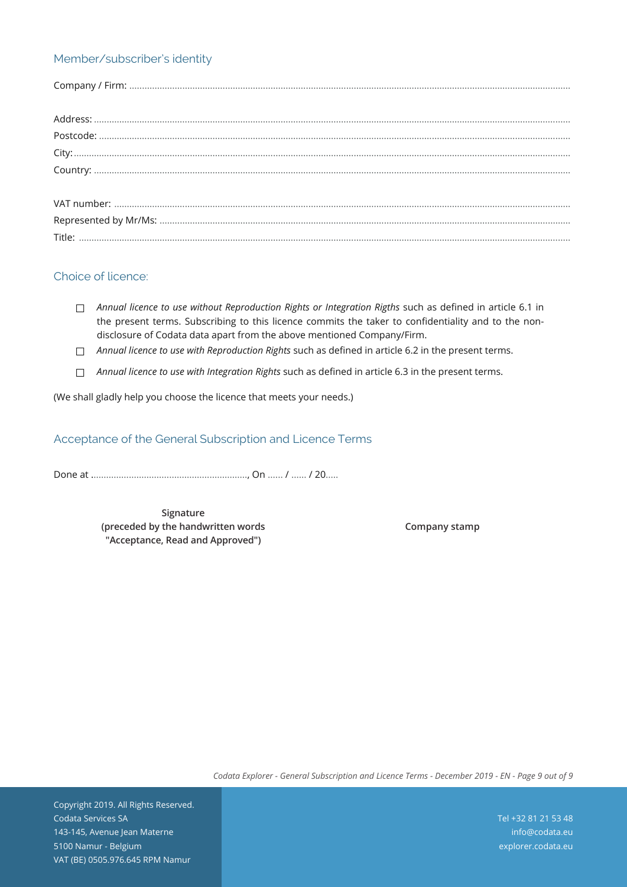## Member/subscriber's identity

Company / Firm: ..............................................................................................................................................................

Address: ..............................................................................................................................................................
Postcode: ..............................................................................................................................................................
City: ..............................................................................................................................................................
Country: ..............................................................................................................................................................

VAT number: ..............................................................................................................................................................
Represented by Mr/Ms: ..............................................................................................................................................................
Title: ..............................................................................................................................................................

## Choice of licence:

- ☐ *Annual licence to use without Reproduction Rights or Integration Rigths* such as defined in article 6.1 in the present terms. Subscribing to this licence commits the taker to confidentiality and to the non-disclosure of Codata data apart from the above mentioned Company/Firm.
- ☐ *Annual licence to use with Reproduction Rights* such as defined in article 6.2 in the present terms.
- ☐ *Annual licence to use with Integration Rights* such as defined in article 6.3 in the present terms.

(We shall gladly help you choose the licence that meets your needs.)

## Acceptance of the General Subscription and Licence Terms

Done at ............................................................., On ...... / ...... / 20.....

**Signature**
**(preceded by the handwritten words "Acceptance, Read and Approved")**

**Company stamp**

Copyright 2019. All Rights Reserved.
Codata Services SA
143-145, Avenue Jean Materne
5100 Namur - Belgium
VAT (BE) 0505.976.645 RPM Namur

Tel +32 81 21 53 48
info@codata.eu
explorer.codata.eu